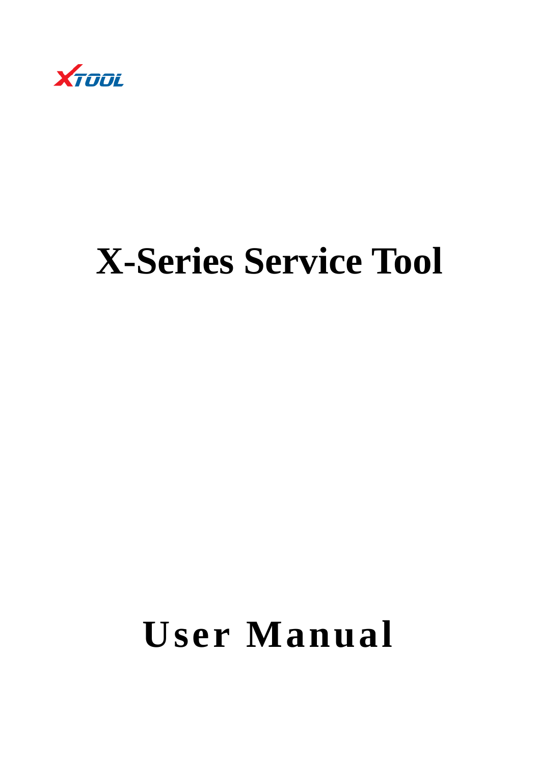XTOOL

# X-Series Service Tool

# User Manual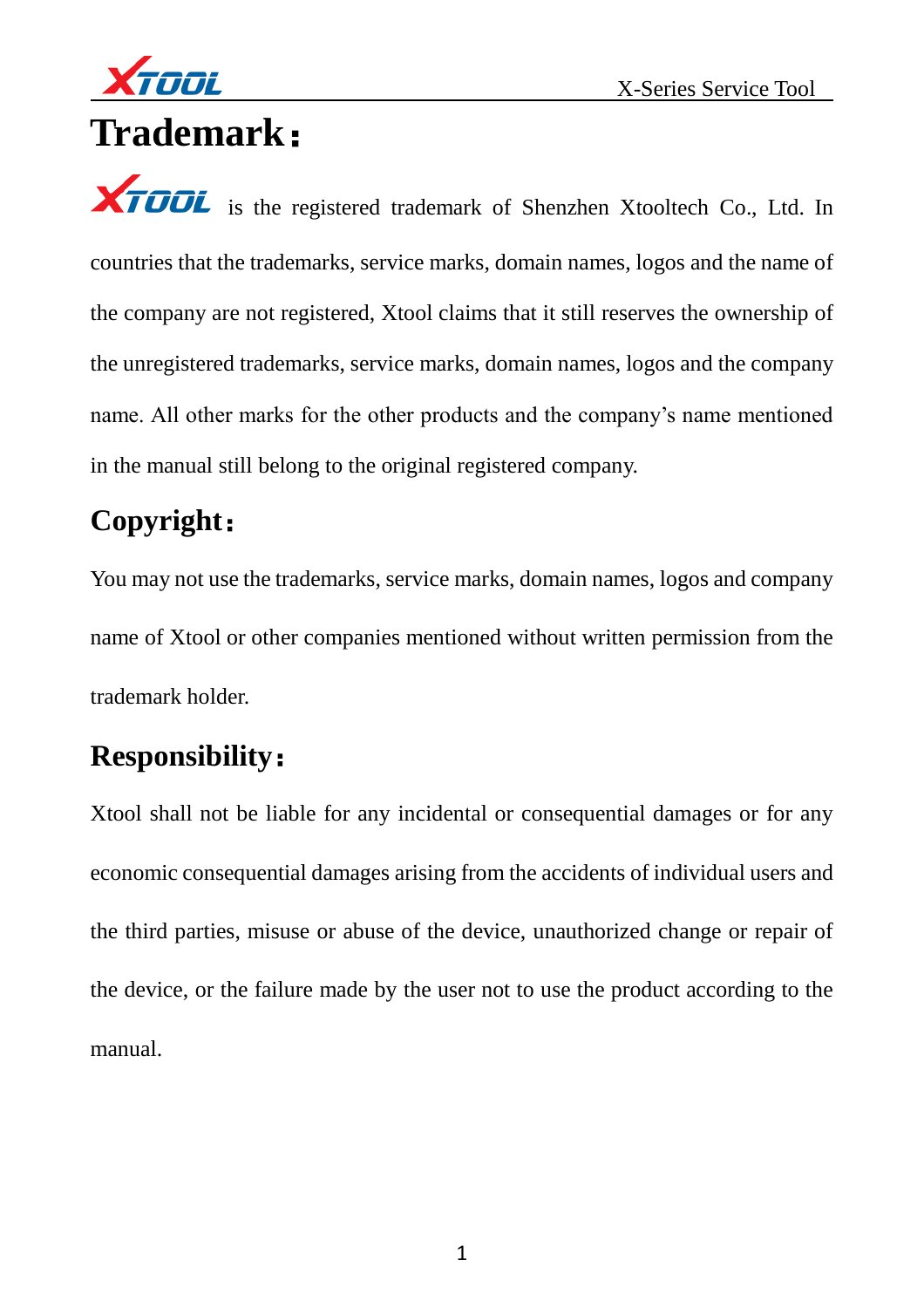# Trademark：

XTOOL is the registered trademark of Shenzhen Xtooltech Co., Ltd. In countries that the trademarks, service marks, domain names, logos and the name of the company are not registered, Xtool claims that it still reserves the ownership of the unregistered trademarks, service marks, domain names, logos and the company name. All other marks for the other products and the company's name mentioned in the manual still belong to the original registered company.

## Copyright：

You may not use the trademarks, service marks, domain names, logos and company name of Xtool or other companies mentioned without written permission from the trademark holder.

## Responsibility：

Xtool shall not be liable for any incidental or consequential damages or for any economic consequential damages arising from the accidents of individual users and the third parties, misuse or abuse of the device, unauthorized change or repair of the device, or the failure made by the user not to use the product according to the manual.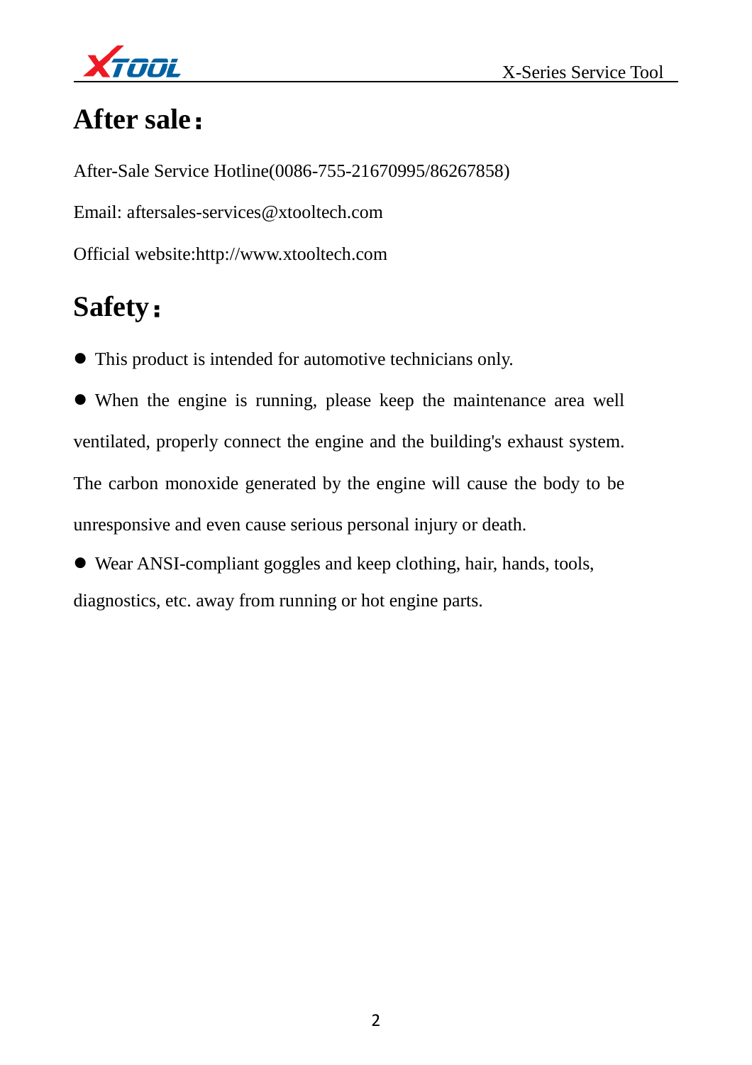# After sale：

After-Sale Service Hotline(0086-755-21670995/86267858)

Email: aftersales-services@xtooltech.com

Official website:http://www.xtooltech.com

# Safety：

- This product is intended for automotive technicians only.
- When the engine is running, please keep the maintenance area well ventilated, properly connect the engine and the building's exhaust system. The carbon monoxide generated by the engine will cause the body to be unresponsive and even cause serious personal injury or death.
- Wear ANSI-compliant goggles and keep clothing, hair, hands, tools, diagnostics, etc. away from running or hot engine parts.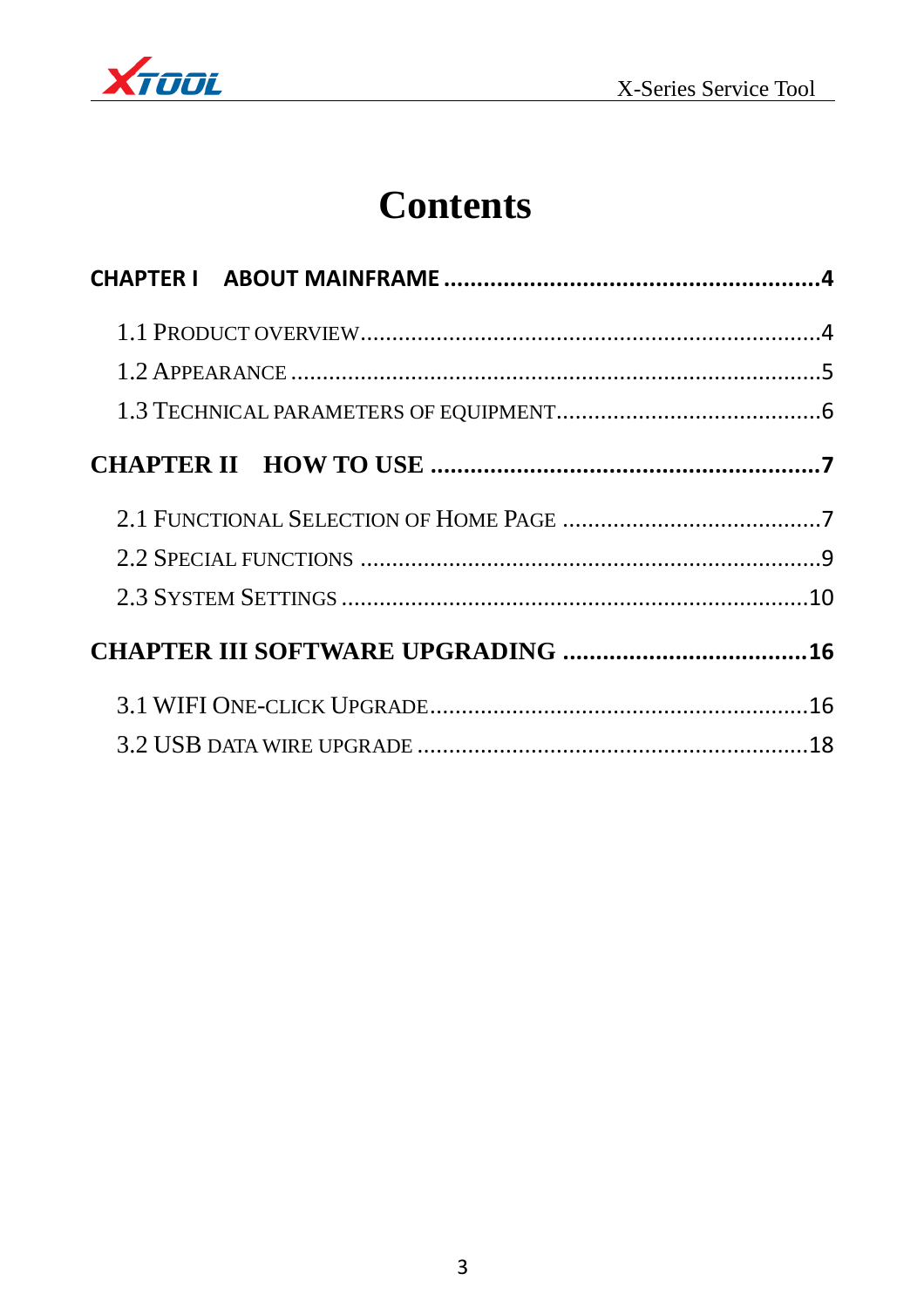# Contents

**CHAPTER I ABOUT MAINFRAME ........................................................4**

1.1 PRODUCT OVERVIEW.........................................................................4

1.2 APPEARANCE .....................................................................................5

1.3 TECHNICAL PARAMETERS OF EQUIPMENT..........................................6

**CHAPTER II HOW TO USE ..........................................................7**

2.1 FUNCTIONAL SELECTION OF HOME PAGE .........................................7

2.2 SPECIAL FUNCTIONS ........................................................................9

2.3 SYSTEM SETTINGS ..........................................................................10

**CHAPTER III SOFTWARE UPGRADING .....................................16**

3.1 WIFI ONE-CLICK UPGRADE.............................................................16

3.2 USB DATA WIRE UPGRADE ..............................................................18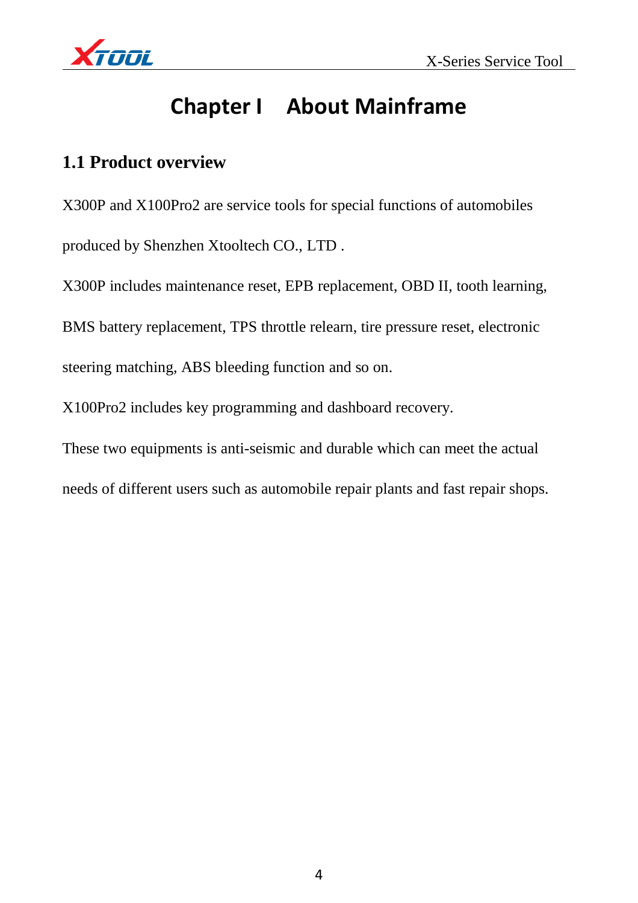# Chapter I　About Mainframe

## 1.1 Product overview

X300P and X100Pro2 are service tools for special functions of automobiles produced by Shenzhen Xtooltech CO., LTD .

X300P includes maintenance reset, EPB replacement, OBD II, tooth learning, BMS battery replacement, TPS throttle relearn, tire pressure reset, electronic steering matching, ABS bleeding function and so on.

X100Pro2 includes key programming and dashboard recovery.

These two equipments is anti-seismic and durable which can meet the actual needs of different users such as automobile repair plants and fast repair shops.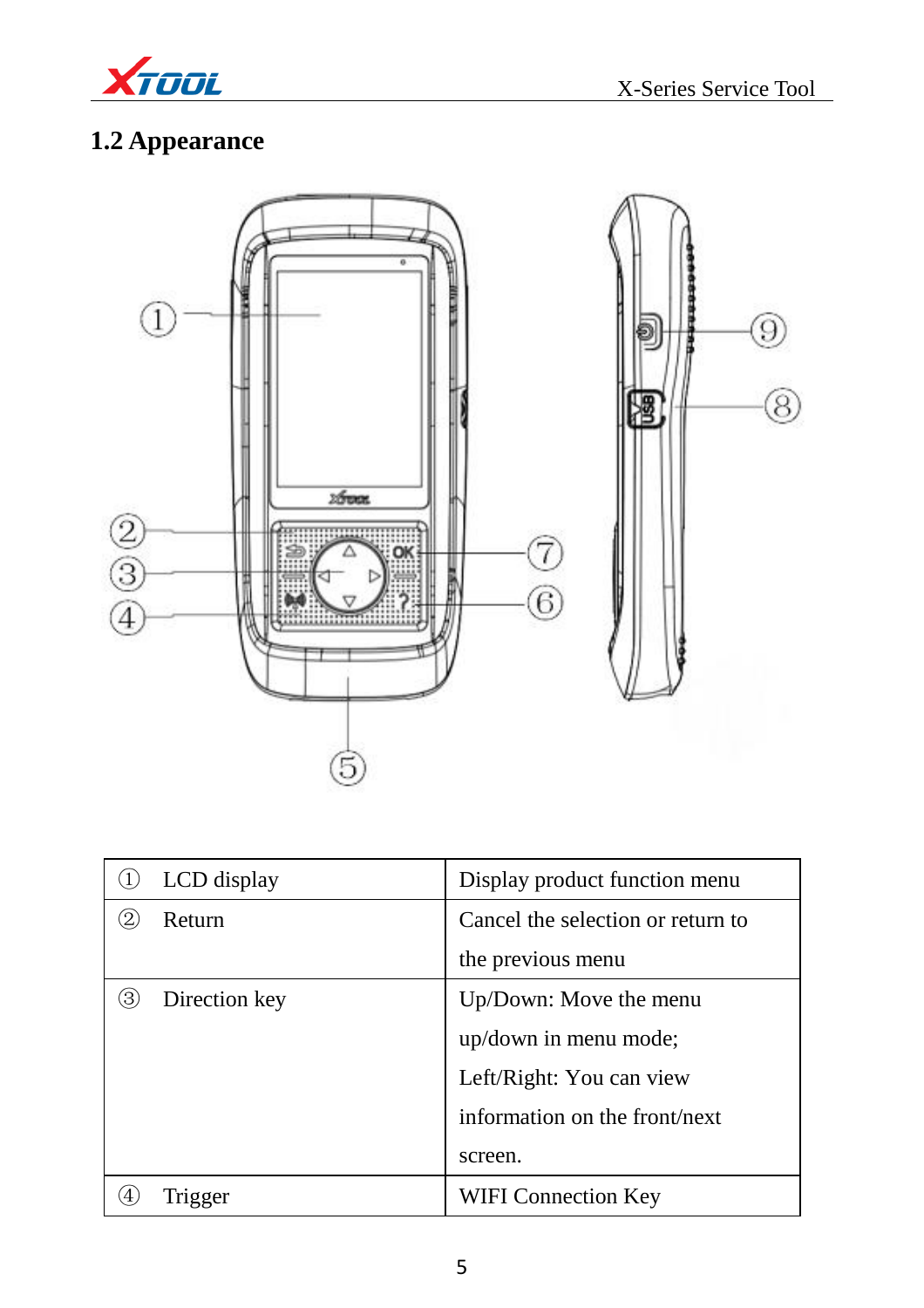## 1.2 Appearance

| | | |
|---|---|---|
| ① | LCD display | Display product function menu |
| ② | Return | Cancel the selection or return to the previous menu |
| ③ | Direction key | Up/Down: Move the menu up/down in menu mode; Left/Right: You can view information on the front/next screen. |
| ④ | Trigger | WIFI Connection Key |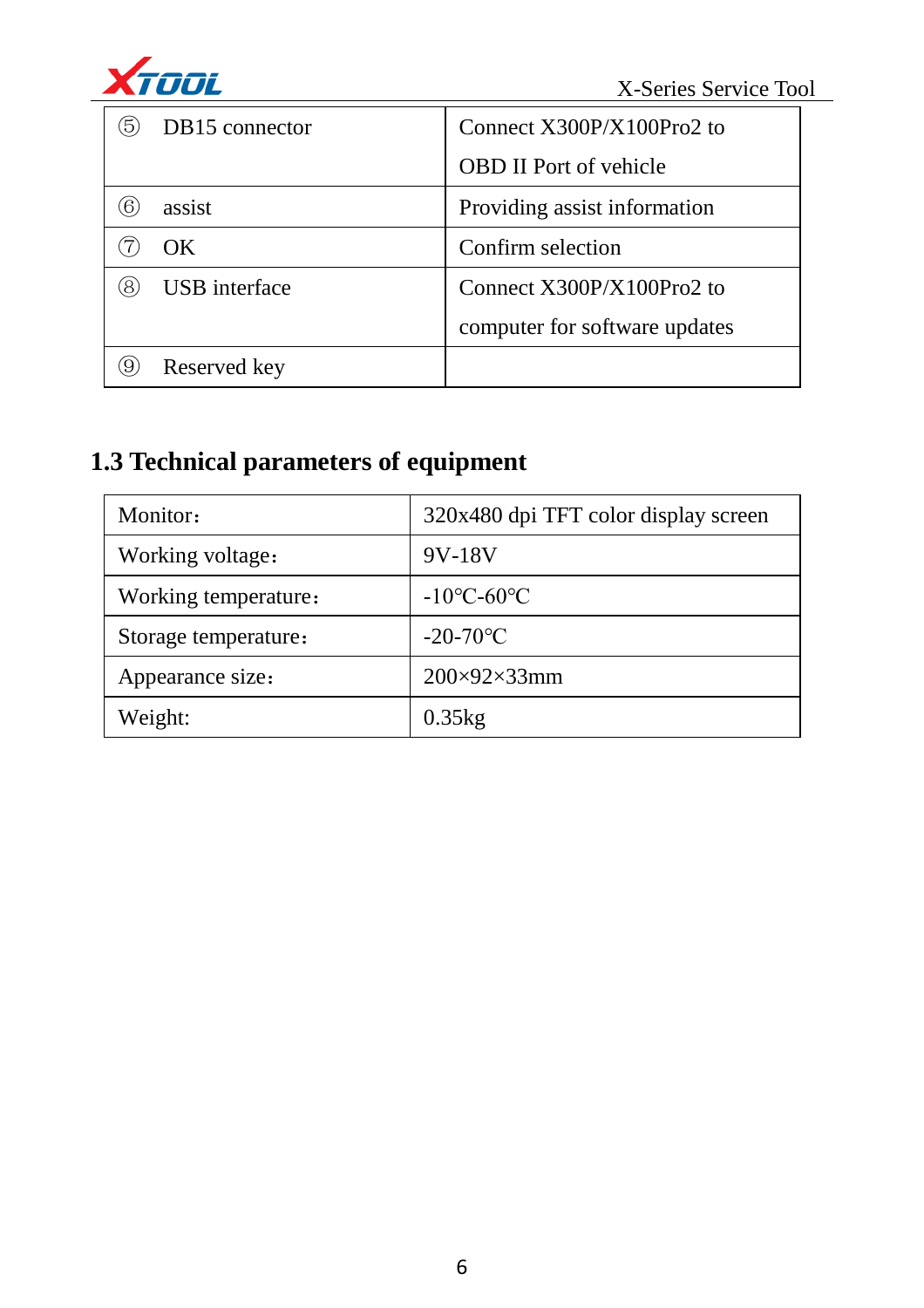| | | |
|---|---|---|
| ⑤ | DB15 connector | Connect X300P/X100Pro2 to OBD II Port of vehicle |
| ⑥ | assist | Providing assist information |
| ⑦ | OK | Confirm selection |
| ⑧ | USB interface | Connect X300P/X100Pro2 to computer for software updates |
| ⑨ | Reserved key | |

## 1.3 Technical parameters of equipment

| | |
|---|---|
| Monitor: | 320x480 dpi TFT color display screen |
| Working voltage: | 9V-18V |
| Working temperature: | -10℃-60℃ |
| Storage temperature: | -20-70℃ |
| Appearance size: | 200×92×33mm |
| Weight: | 0.35kg |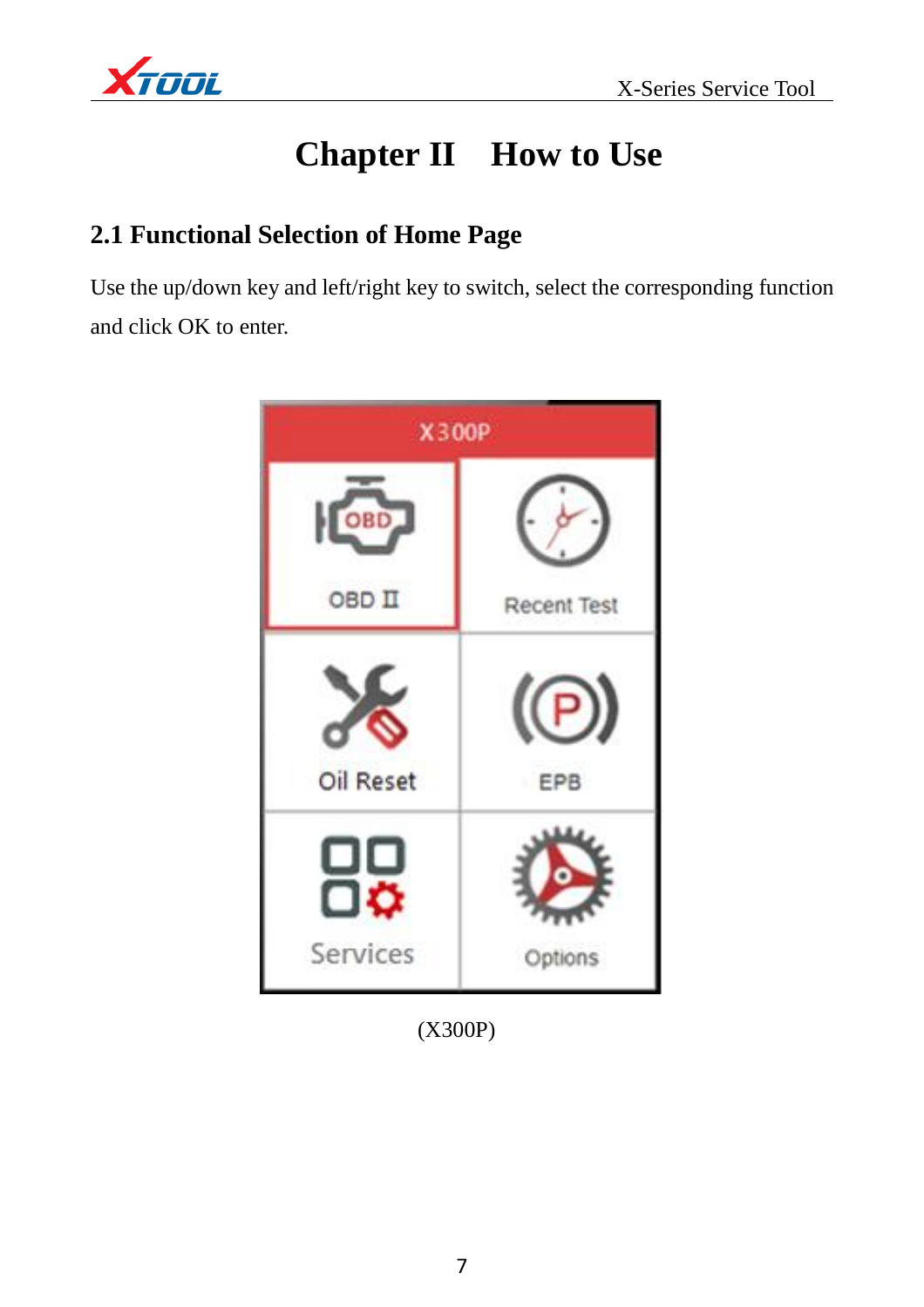# Chapter II How to Use

## 2.1 Functional Selection of Home Page

Use the up/down key and left/right key to switch, select the corresponding function and click OK to enter.

(X300P)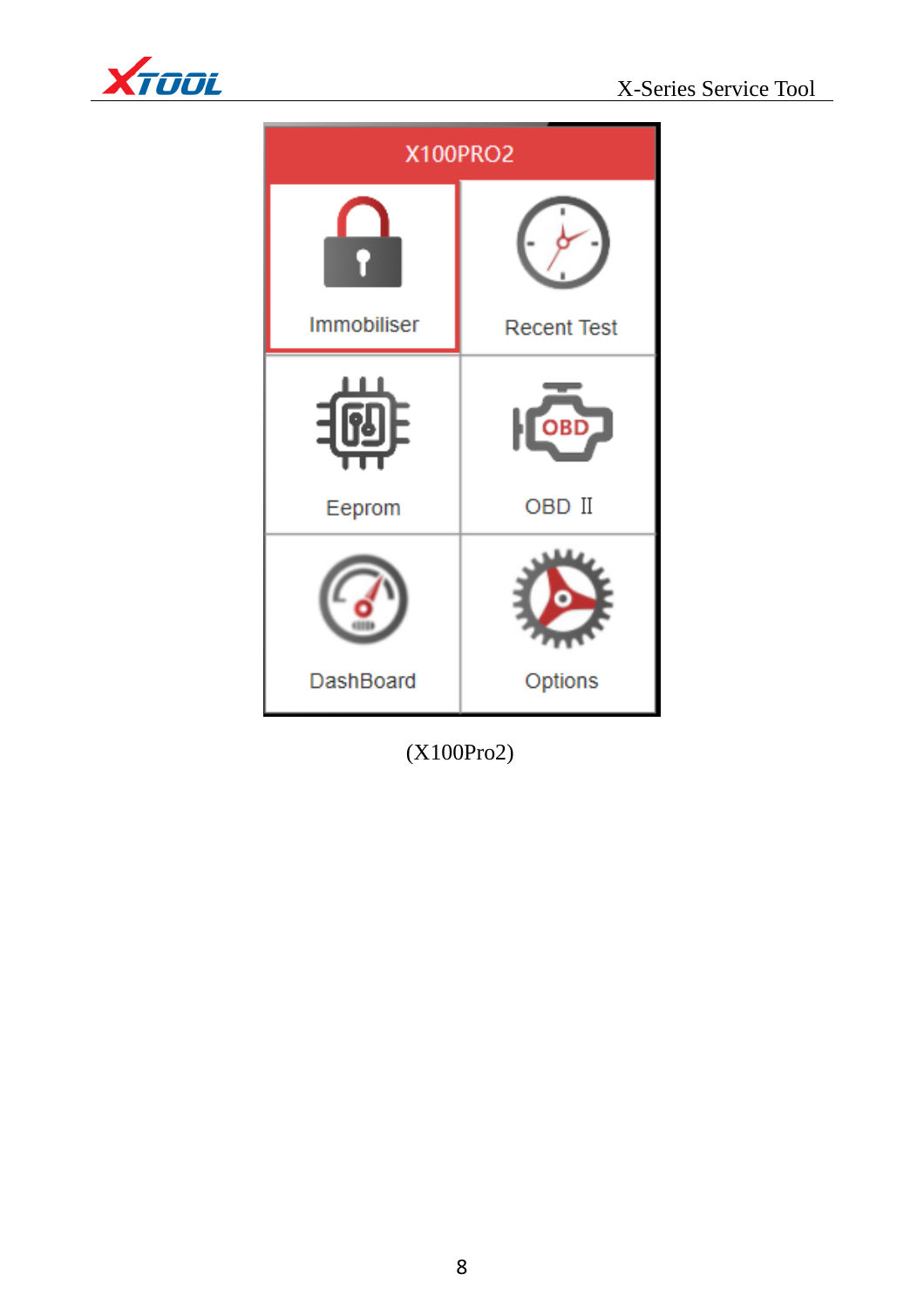(X100Pro2)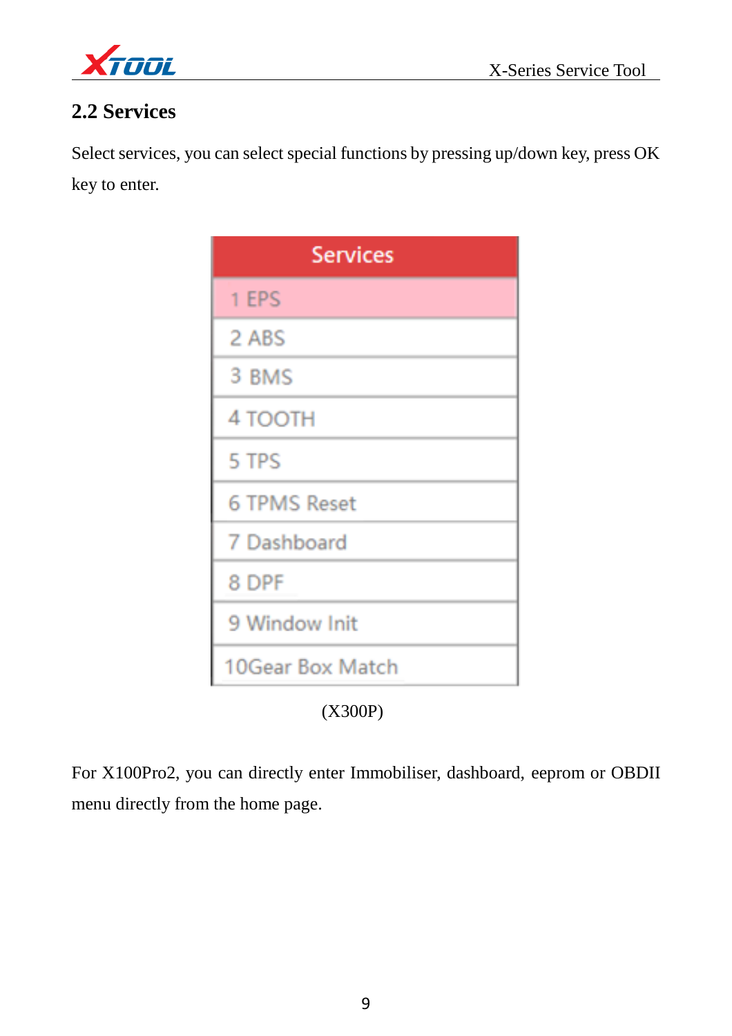## 2.2 Services

Select services, you can select special functions by pressing up/down key, press OK key to enter.

| Services |
| --- |
| 1 EPS |
| 2 ABS |
| 3 BMS |
| 4 TOOTH |
| 5 TPS |
| 6 TPMS Reset |
| 7 Dashboard |
| 8 DPF |
| 9 Window Init |
| 10Gear Box Match |

(X300P)

For X100Pro2, you can directly enter Immobiliser, dashboard, eeprom or OBDII menu directly from the home page.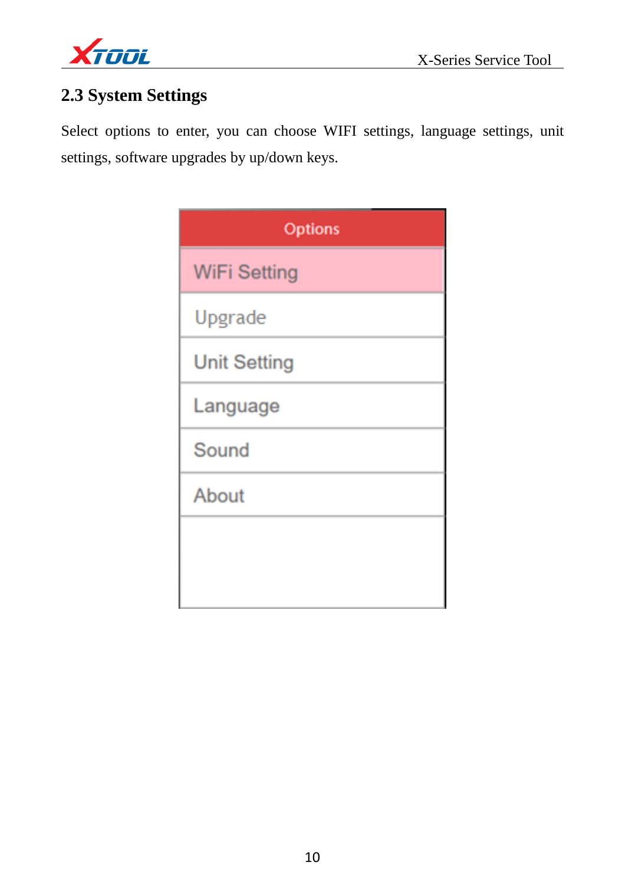## 2.3 System Settings

Select options to enter, you can choose WIFI settings, language settings, unit settings, software upgrades by up/down keys.

Options

- WiFi Setting
- Upgrade
- Unit Setting
- Language
- Sound
- About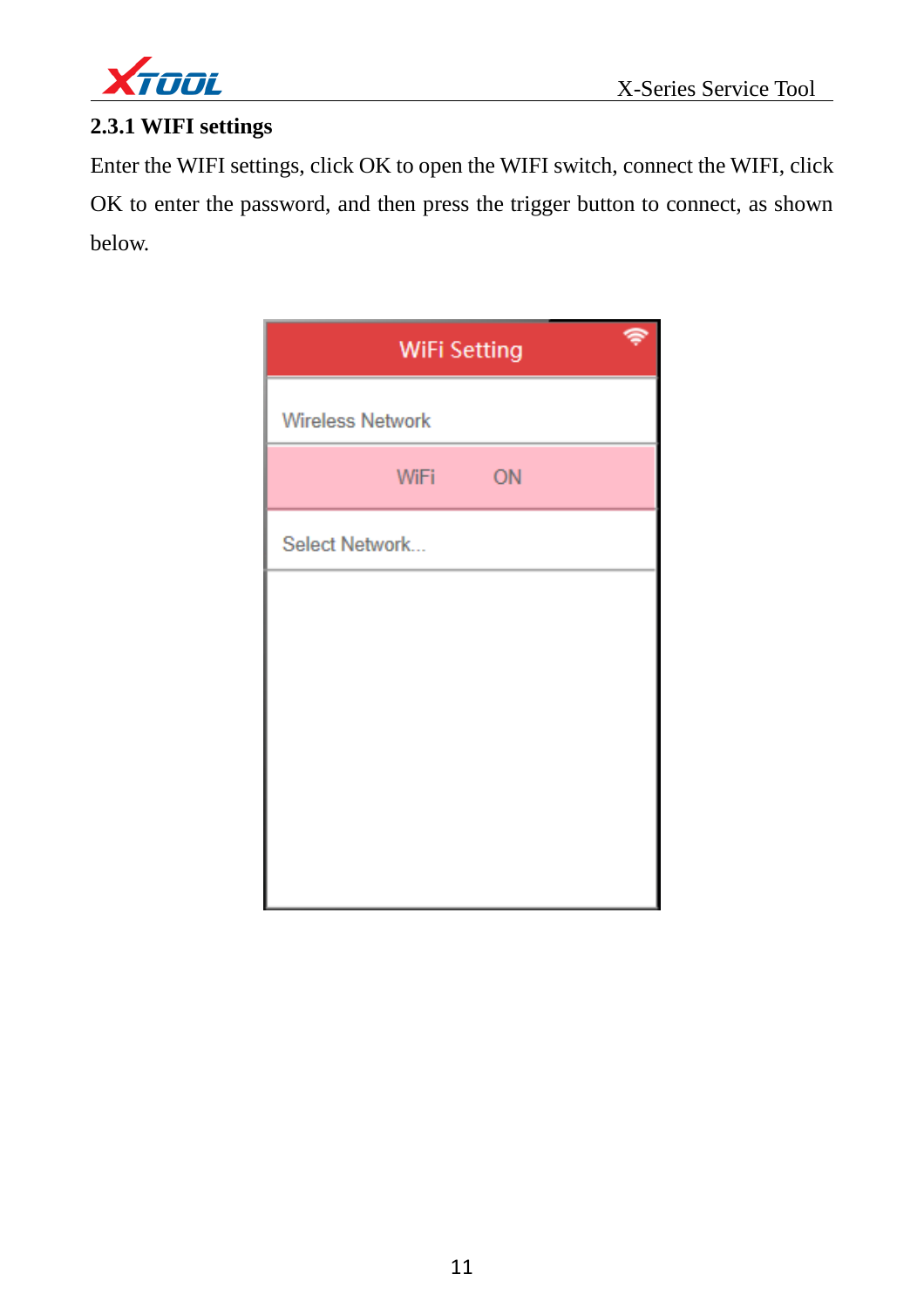### 2.3.1 WIFI settings

Enter the WIFI settings, click OK to open the WIFI switch, connect the WIFI, click OK to enter the password, and then press the trigger button to connect, as shown below.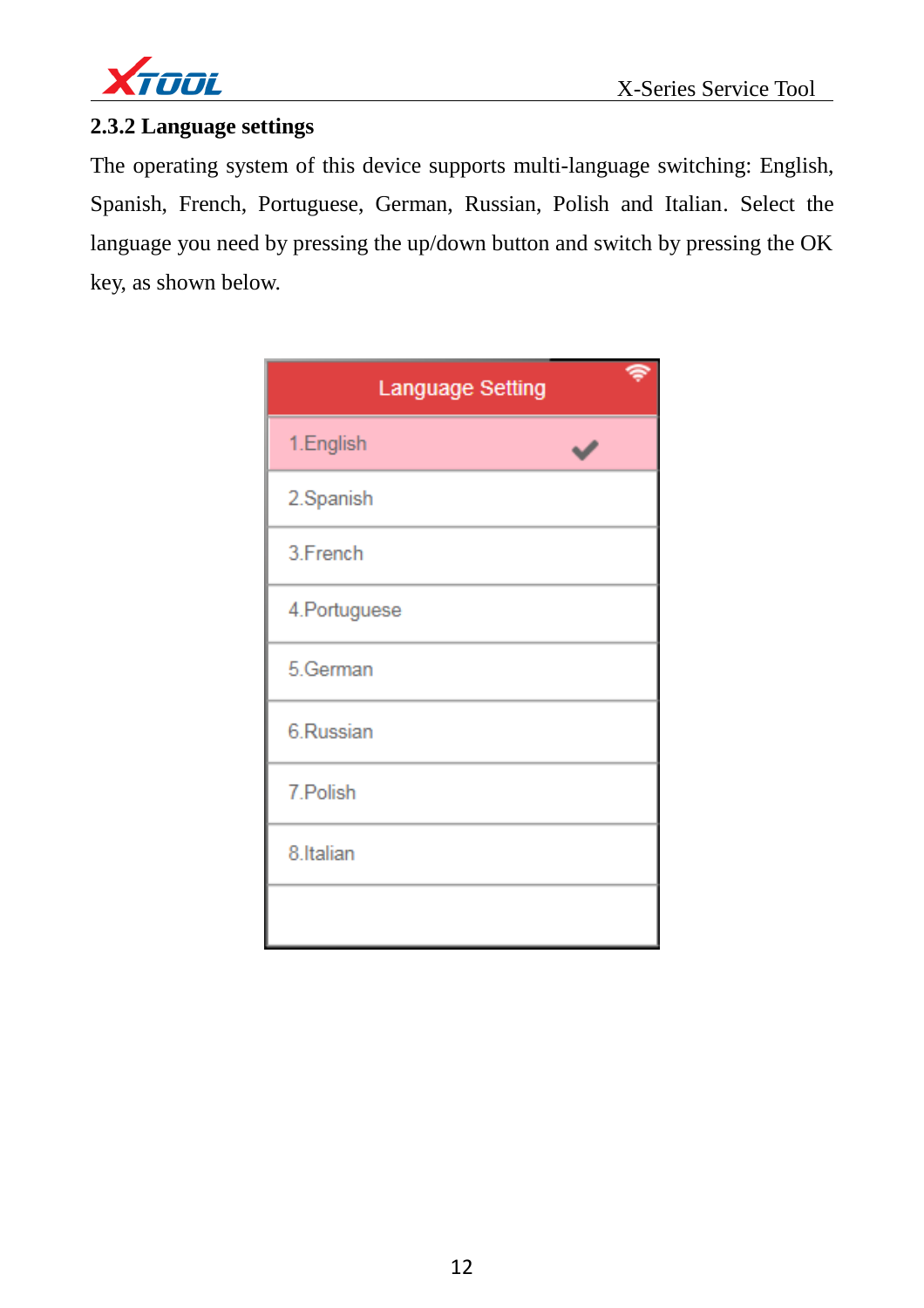### 2.3.2 Language settings

The operating system of this device supports multi-language switching: English, Spanish, French, Portuguese, German, Russian, Polish and Italian. Select the language you need by pressing the up/down button and switch by pressing the OK key, as shown below.

Language Setting

1.English

2.Spanish

3.French

4.Portuguese

5.German

6.Russian

7.Polish

8.Italian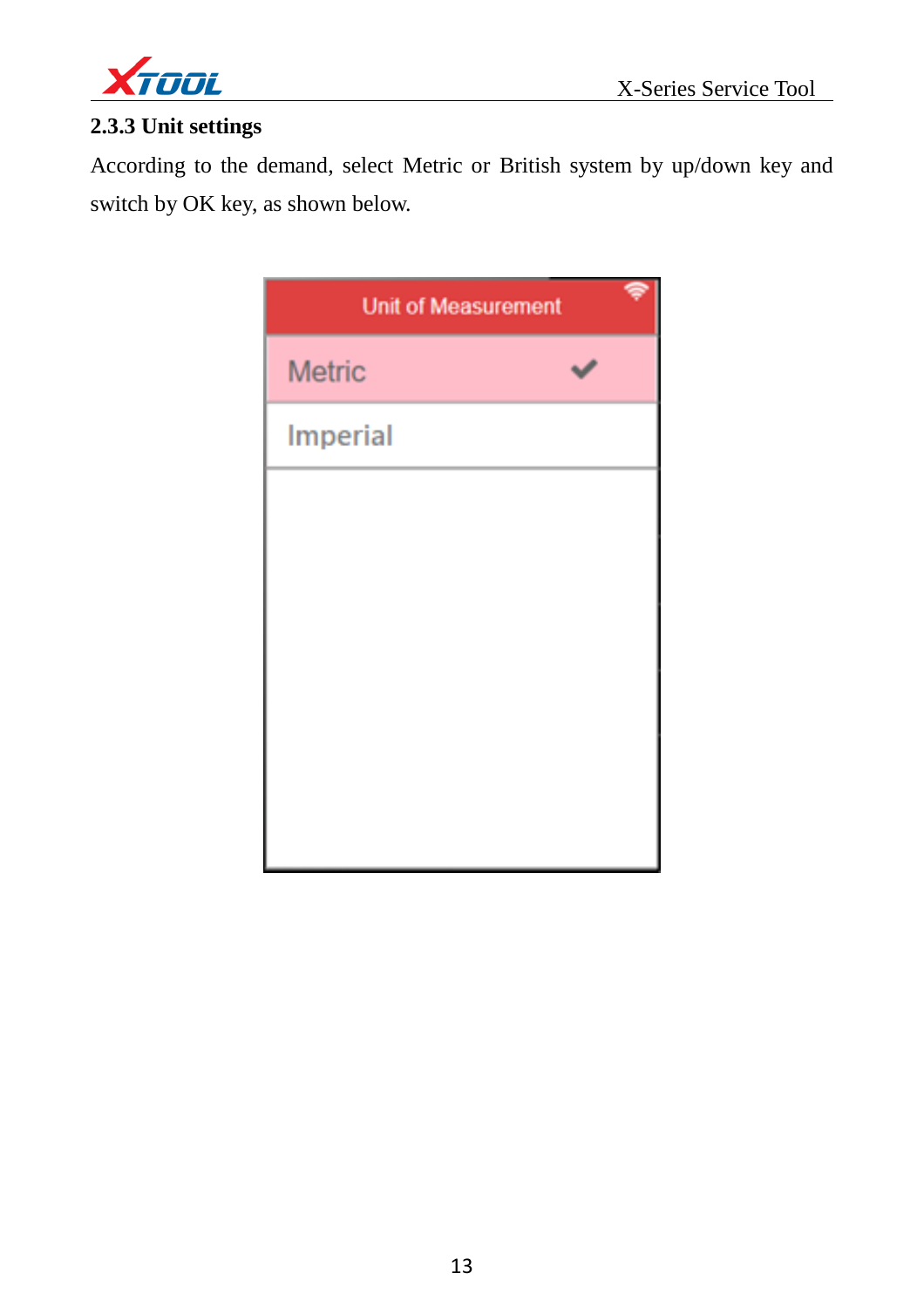### 2.3.3 Unit settings

According to the demand, select Metric or British system by up/down key and switch by OK key, as shown below.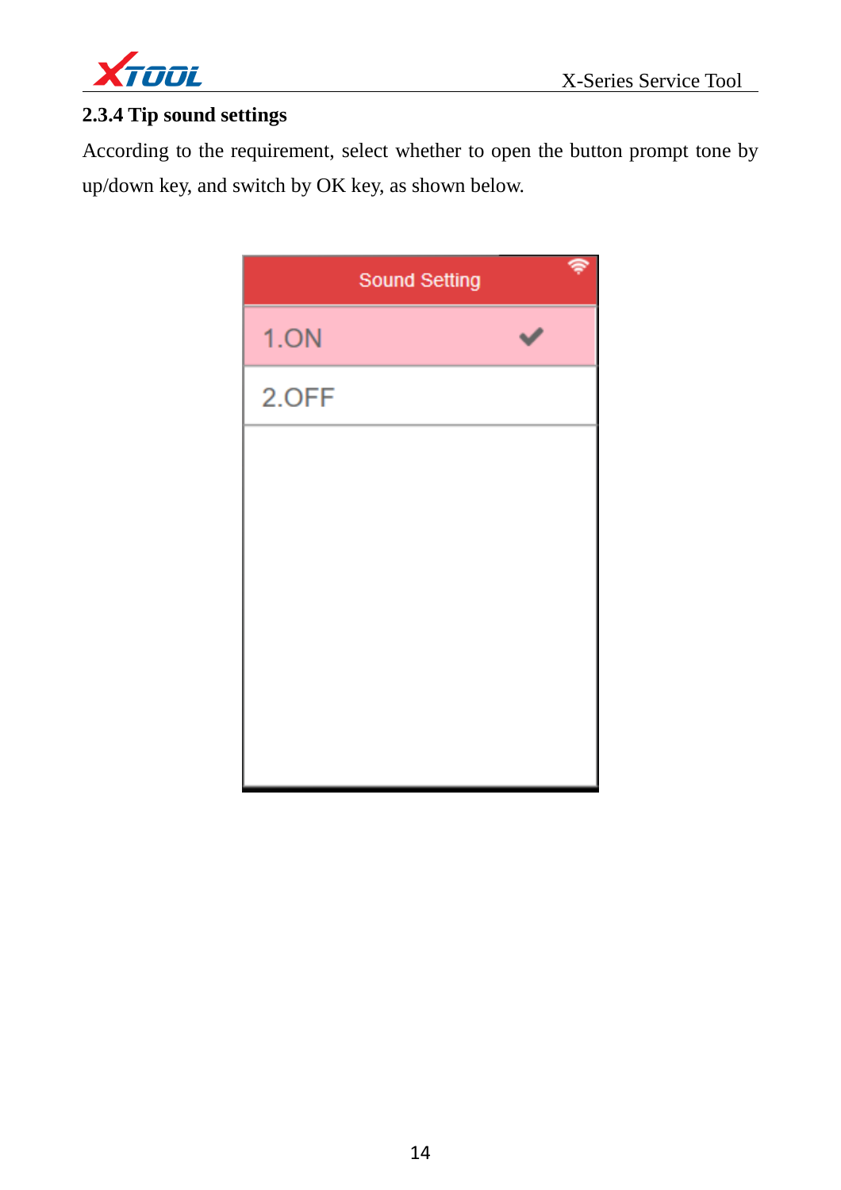### 2.3.4 Tip sound settings

According to the requirement, select whether to open the button prompt tone by up/down key, and switch by OK key, as shown below.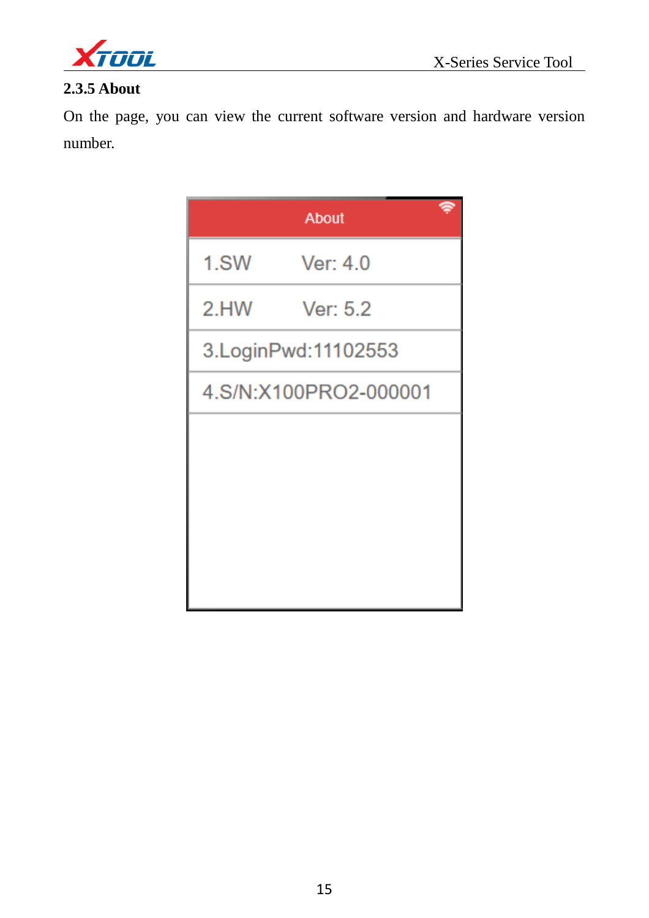### 2.3.5 About

On the page, you can view the current software version and hardware version number.

About

1.SW Ver: 4.0

2.HW Ver: 5.2

3.LoginPwd:11102553

4.S/N:X100PRO2-000001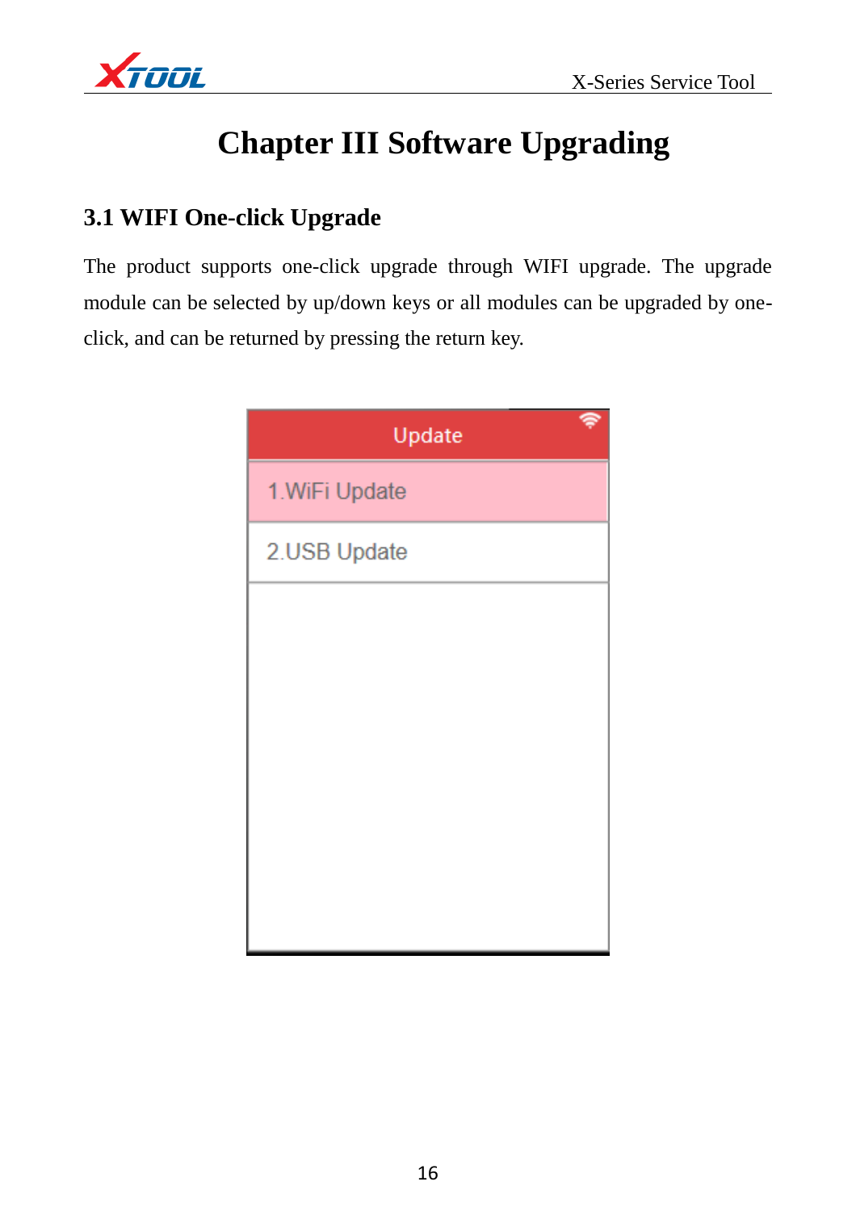# Chapter III Software Upgrading

## 3.1 WIFI One-click Upgrade

The product supports one-click upgrade through WIFI upgrade. The upgrade module can be selected by up/down keys or all modules can be upgraded by one-click, and can be returned by pressing the return key.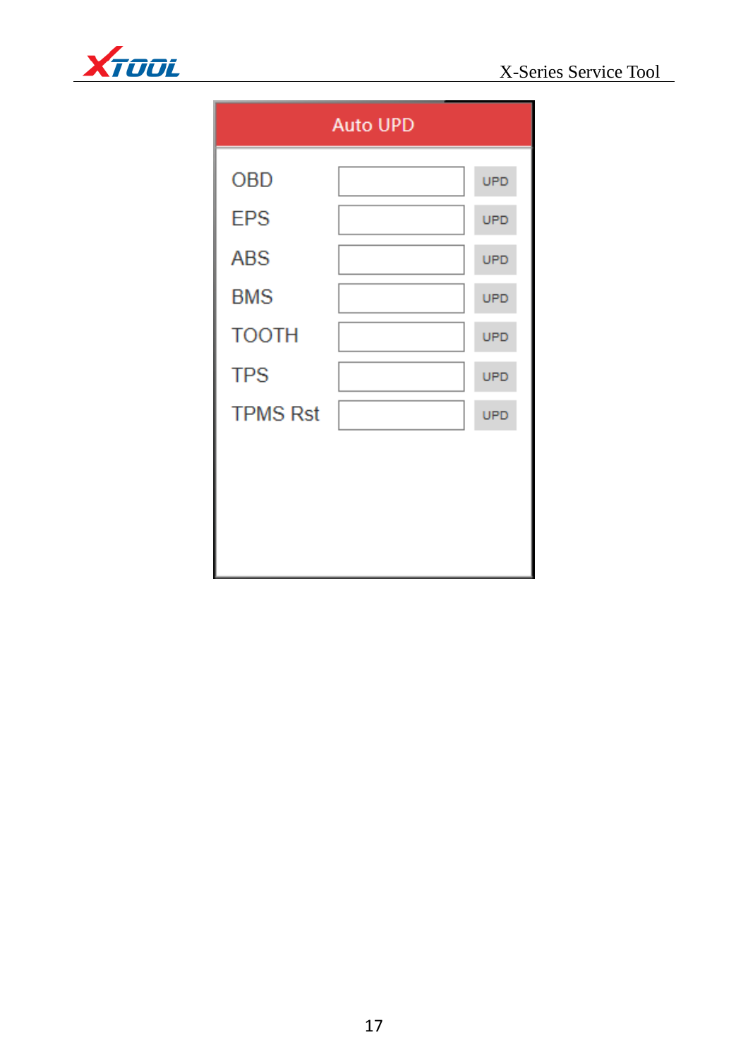**Auto UPD**

| | | |
|---|---|---|
| OBD | | UPD |
| EPS | | UPD |
| ABS | | UPD |
| BMS | | UPD |
| TOOTH | | UPD |
| TPS | | UPD |
| TPMS Rst | | UPD |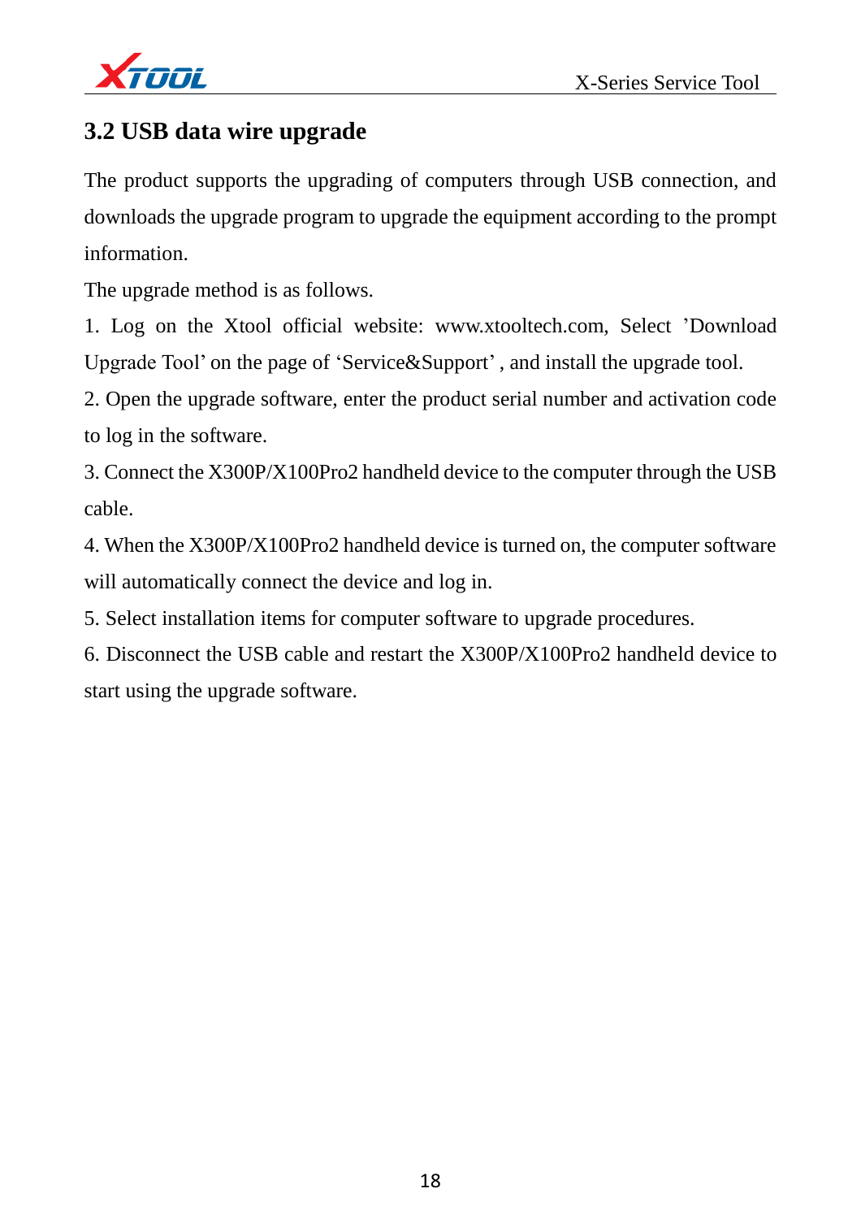## 3.2 USB data wire upgrade

The product supports the upgrading of computers through USB connection, and downloads the upgrade program to upgrade the equipment according to the prompt information.

The upgrade method is as follows.

1. Log on the Xtool official website: www.xtooltech.com, Select ’Download Upgrade Tool’ on the page of ‘Service&Support’ , and install the upgrade tool.
2. Open the upgrade software, enter the product serial number and activation code to log in the software.
3. Connect the X300P/X100Pro2 handheld device to the computer through the USB cable.
4. When the X300P/X100Pro2 handheld device is turned on, the computer software will automatically connect the device and log in.
5. Select installation items for computer software to upgrade procedures.
6. Disconnect the USB cable and restart the X300P/X100Pro2 handheld device to start using the upgrade software.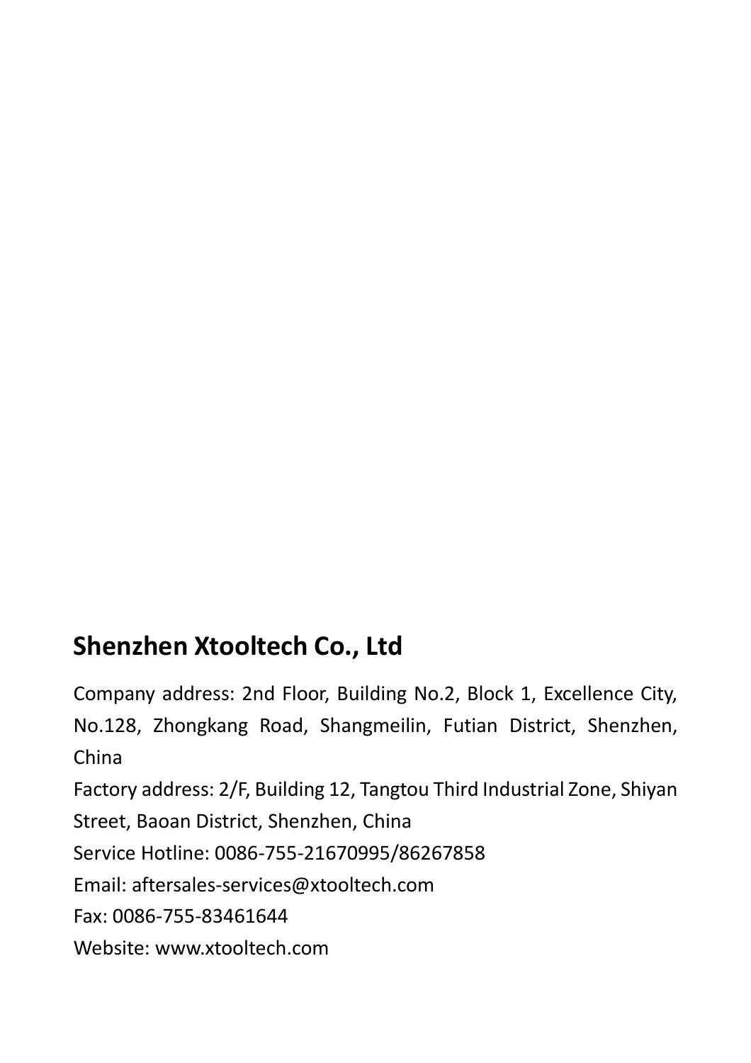## Shenzhen Xtooltech Co., Ltd

Company address: 2nd Floor, Building No.2, Block 1, Excellence City, No.128, Zhongkang Road, Shangmeilin, Futian District, Shenzhen, China

Factory address: 2/F, Building 12, Tangtou Third Industrial Zone, Shiyan Street, Baoan District, Shenzhen, China

Service Hotline: 0086-755-21670995/86267858

Email: aftersales-services@xtooltech.com

Fax: 0086-755-83461644

Website: www.xtooltech.com